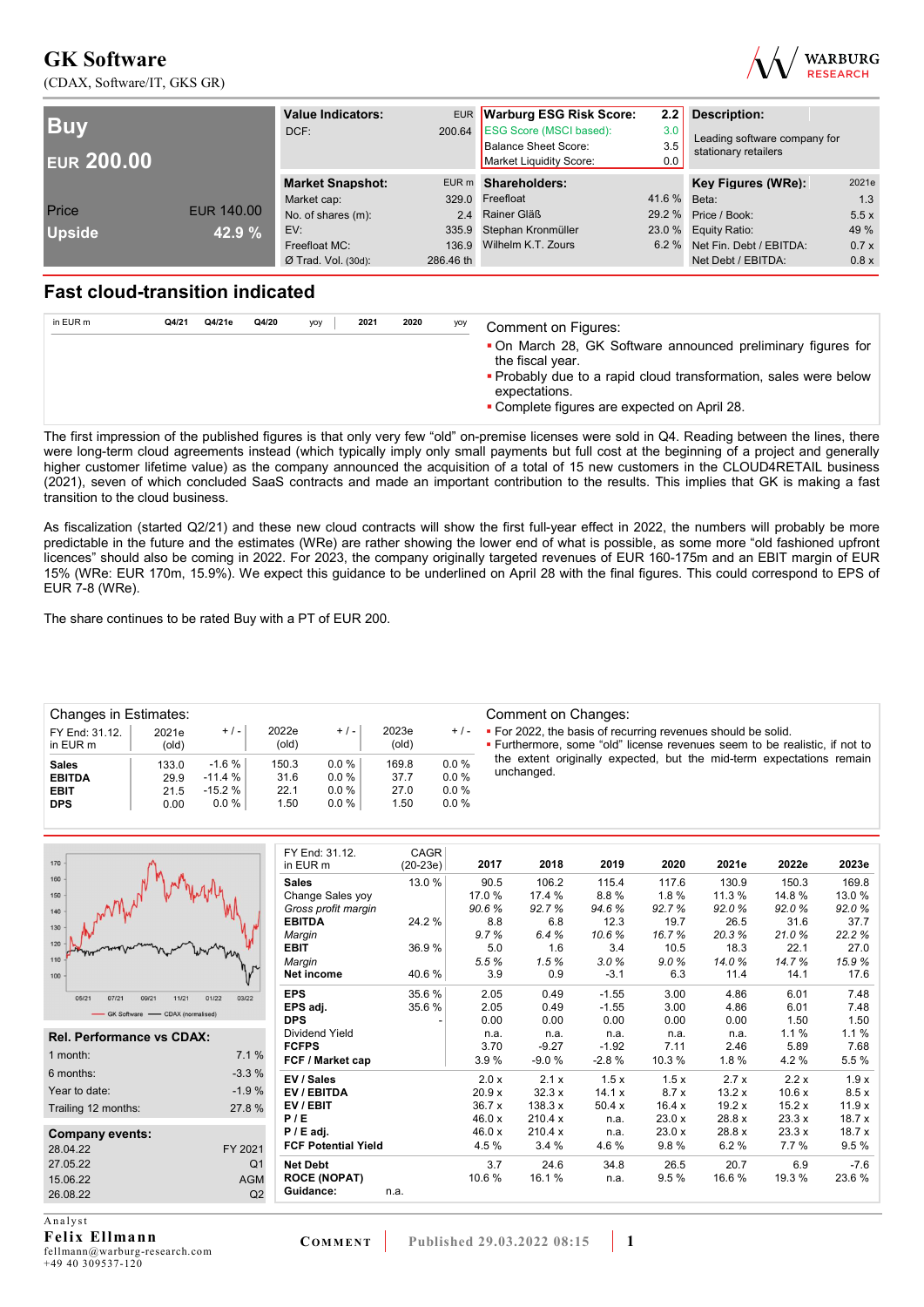# GK Software

(CDAX, Software/IT, GKS GR)

WARBURG RESEARCH

| Buy | |
|---|---|
| **EUR 200.00** | |
| Price | EUR 140.00 |
| Upside | 42.9 % |

| Value Indicators: | EUR |
|---|---|
| DCF: | 200.64 |

| Warburg ESG Risk Score: | 2.2 |
|---|---|
| ESG Score (MSCI based): | 3.0 |
| Balance Sheet Score: | 3.5 |
| Market Liquidity Score: | 0.0 |

**Description:**

Leading software company for stationary retailers

| Market Snapshot: | EUR m |
|---|---|
| Market cap: | 329.0 |
| No. of shares (m): | 2.4 |
| EV: | 335.9 |
| Freefloat MC: | 136.9 |
| Ø Trad. Vol. (30d): | 286.46 th |

| Shareholders: | |
|---|---|
| Freefloat | 41.6 % |
| Rainer Gläß | 29.2 % |
| Stephan Kronmüller | 23.0 % |
| Wilhelm K.T. Zours | 6.2 % |

| Key Figures (WRe): | 2021e |
|---|---|
| Beta: | 1.3 |
| Price / Book: | 5.5 x |
| Equity Ratio: | 49 % |
| Net Fin. Debt / EBITDA: | 0.7 x |
| Net Debt / EBITDA: | 0.8 x |

## Fast cloud-transition indicated

| in EUR m | Q4/21 | Q4/21e | Q4/20 | yoy | 2021 | 2020 | yoy |
|---|---|---|---|---|---|---|---|

**Comment on Figures:**

- On March 28, GK Software announced preliminary figures for the fiscal year.
- Probably due to a rapid cloud transformation, sales were below expectations.
- Complete figures are expected on April 28.

The first impression of the published figures is that only very few "old" on-premise licenses were sold in Q4. Reading between the lines, there were long-term cloud agreements instead (which typically imply only small payments but full cost at the beginning of a project and generally higher customer lifetime value) as the company announced the acquisition of a total of 15 new customers in the CLOUD4RETAIL business (2021), seven of which concluded SaaS contracts and made an important contribution to the results. This implies that GK is making a fast transition to the cloud business.

As fiscalization (started Q2/21) and these new cloud contracts will show the first full-year effect in 2022, the numbers will probably be more predictable in the future and the estimates (WRe) are rather showing the lower end of what is possible, as some more "old fashioned upfront licences" should also be coming in 2022. For 2023, the company originally targeted revenues of EUR 160-175m and an EBIT margin of EUR 15% (WRe: EUR 170m, 15.9%). We expect this guidance to be underlined on April 28 with the final figures. This could correspond to EPS of EUR 7-8 (WRe).

The share continues to be rated Buy with a PT of EUR 200.

**Changes in Estimates:**

| FY End: 31.12. in EUR m | 2021e (old) | + / - | 2022e (old) | + / - | 2023e (old) | + / - |
|---|---|---|---|---|---|---|
| **Sales** | 133.0 | -1.6 % | 150.3 | 0.0 % | 169.8 | 0.0 % |
| **EBITDA** | 29.9 | -11.4 % | 31.6 | 0.0 % | 37.7 | 0.0 % |
| **EBIT** | 21.5 | -15.2 % | 22.1 | 0.0 % | 27.0 | 0.0 % |
| **DPS** | 0.00 | 0.0 % | 1.50 | 0.0 % | 1.50 | 0.0 % |

**Comment on Changes:**

- For 2022, the basis of recurring revenues should be solid.
- Furthermore, some "old" license revenues seem to be realistic, if not to the extent originally expected, but the mid-term expectations remain unchanged.

| Rel. Performance vs CDAX: | |
|---|---|
| 1 month: | 7.1 % |
| 6 months: | -3.3 % |
| Year to date: | -1.9 % |
| Trailing 12 months: | 27.8 % |

| Company events: | |
|---|---|
| 28.04.22 | FY 2021 |
| 27.05.22 | Q1 |
| 15.06.22 | AGM |
| 26.08.22 | Q2 |

| FY End: 31.12. in EUR m | CAGR (20-23e) | 2017 | 2018 | 2019 | 2020 | 2021e | 2022e | 2023e |
|---|---|---|---|---|---|---|---|---|
| **Sales** | 13.0 % | 90.5 | 106.2 | 115.4 | 117.6 | 130.9 | 150.3 | 169.8 |
| Change Sales yoy | | 17.0 % | 17.4 % | 8.8 % | 1.8 % | 11.3 % | 14.8 % | 13.0 % |
| *Gross profit margin* | | *90.6 %* | *92.7 %* | *94.6 %* | *92.7 %* | *92.0 %* | *92.0 %* | *92.0 %* |
| **EBITDA** | 24.2 % | 8.8 | 6.8 | 12.3 | 19.7 | 26.5 | 31.6 | 37.7 |
| *Margin* | | *9.7 %* | *6.4 %* | *10.6 %* | *16.7 %* | *20.3 %* | *21.0 %* | *22.2 %* |
| **EBIT** | 36.9 % | 5.0 | 1.6 | 3.4 | 10.5 | 18.3 | 22.1 | 27.0 |
| *Margin* | | *5.5 %* | *1.5 %* | *3.0 %* | *9.0 %* | *14.0 %* | *14.7 %* | *15.9 %* |
| **Net income** | 40.6 % | 3.9 | 0.9 | -3.1 | 6.3 | 11.4 | 14.1 | 17.6 |
| **EPS** | 35.6 % | 2.05 | 0.49 | -1.55 | 3.00 | 4.86 | 6.01 | 7.48 |
| **EPS adj.** | 35.6 % | 2.05 | 0.49 | -1.55 | 3.00 | 4.86 | 6.01 | 7.48 |
| **DPS** | - | 0.00 | 0.00 | 0.00 | 0.00 | 0.00 | 1.50 | 1.50 |
| Dividend Yield | | n.a. | n.a. | n.a. | n.a. | n.a. | 1.1 % | 1.1 % |
| **FCFPS** | | 3.70 | -9.27 | -1.92 | 7.11 | 2.46 | 5.89 | 7.68 |
| **FCF / Market cap** | | 3.9 % | -9.0 % | -2.8 % | 10.3 % | 1.8 % | 4.2 % | 5.5 % |
| **EV / Sales** | | 2.0 x | 2.1 x | 1.5 x | 1.5 x | 2.7 x | 2.2 x | 1.9 x |
| **EV / EBITDA** | | 20.9 x | 32.3 x | 14.1 x | 8.7 x | 13.2 x | 10.6 x | 8.5 x |
| **EV / EBIT** | | 36.7 x | 138.3 x | 50.4 x | 16.4 x | 19.2 x | 15.2 x | 11.9 x |
| **P / E** | | 46.0 x | 210.4 x | n.a. | 23.0 x | 28.8 x | 23.3 x | 18.7 x |
| **P / E adj.** | | 46.0 x | 210.4 x | n.a. | 23.0 x | 28.8 x | 23.3 x | 18.7 x |
| **FCF Potential Yield** | | 4.5 % | 3.4 % | 4.6 % | 9.8 % | 6.2 % | 7.7 % | 9.5 % |
| **Net Debt** | | 3.7 | 24.6 | 34.8 | 26.5 | 20.7 | 6.9 | -7.6 |
| **ROCE (NOPAT)** | | 10.6 % | 16.1 % | n.a. | 9.5 % | 16.6 % | 19.3 % | 23.6 % |
| **Guidance:** | n.a. | | | | | | | |

Analyst
**Felix Ellmann**
fellmann@warburg-research.com
+49 40 309537-120

COMMENT | Published 29.03.2022 08:15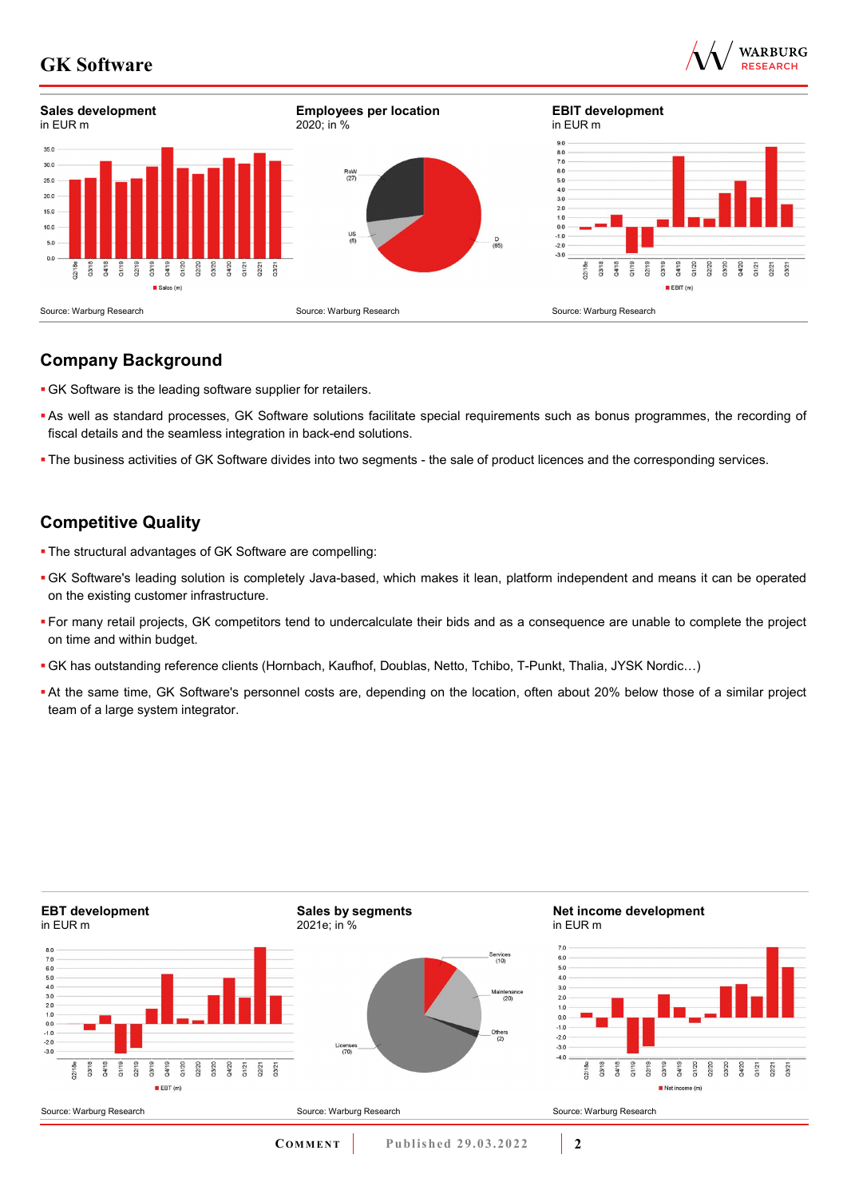**Sales development**
in EUR m

Source: Warburg Research

**Employees per location**
2020; in %

Source: Warburg Research

**EBIT development**
in EUR m

Source: Warburg Research

## Company Background

- GK Software is the leading software supplier for retailers.
- As well as standard processes, GK Software solutions facilitate special requirements such as bonus programmes, the recording of fiscal details and the seamless integration in back-end solutions.
- The business activities of GK Software divides into two segments - the sale of product licences and the corresponding services.

## Competitive Quality

- The structural advantages of GK Software are compelling:
- GK Software's leading solution is completely Java-based, which makes it lean, platform independent and means it can be operated on the existing customer infrastructure.
- For many retail projects, GK competitors tend to undercalculate their bids and as a consequence are unable to complete the project on time and within budget.
- GK has outstanding reference clients (Hornbach, Kaufhof, Doublas, Netto, Tchibo, T-Punkt, Thalia, JYSK Nordic…)
- At the same time, GK Software's personnel costs are, depending on the location, often about 20% below those of a similar project team of a large system integrator.

**EBT development**
in EUR m

Source: Warburg Research

**Sales by segments**
2021e; in %

Source: Warburg Research

**Net income development**
in EUR m

Source: Warburg Research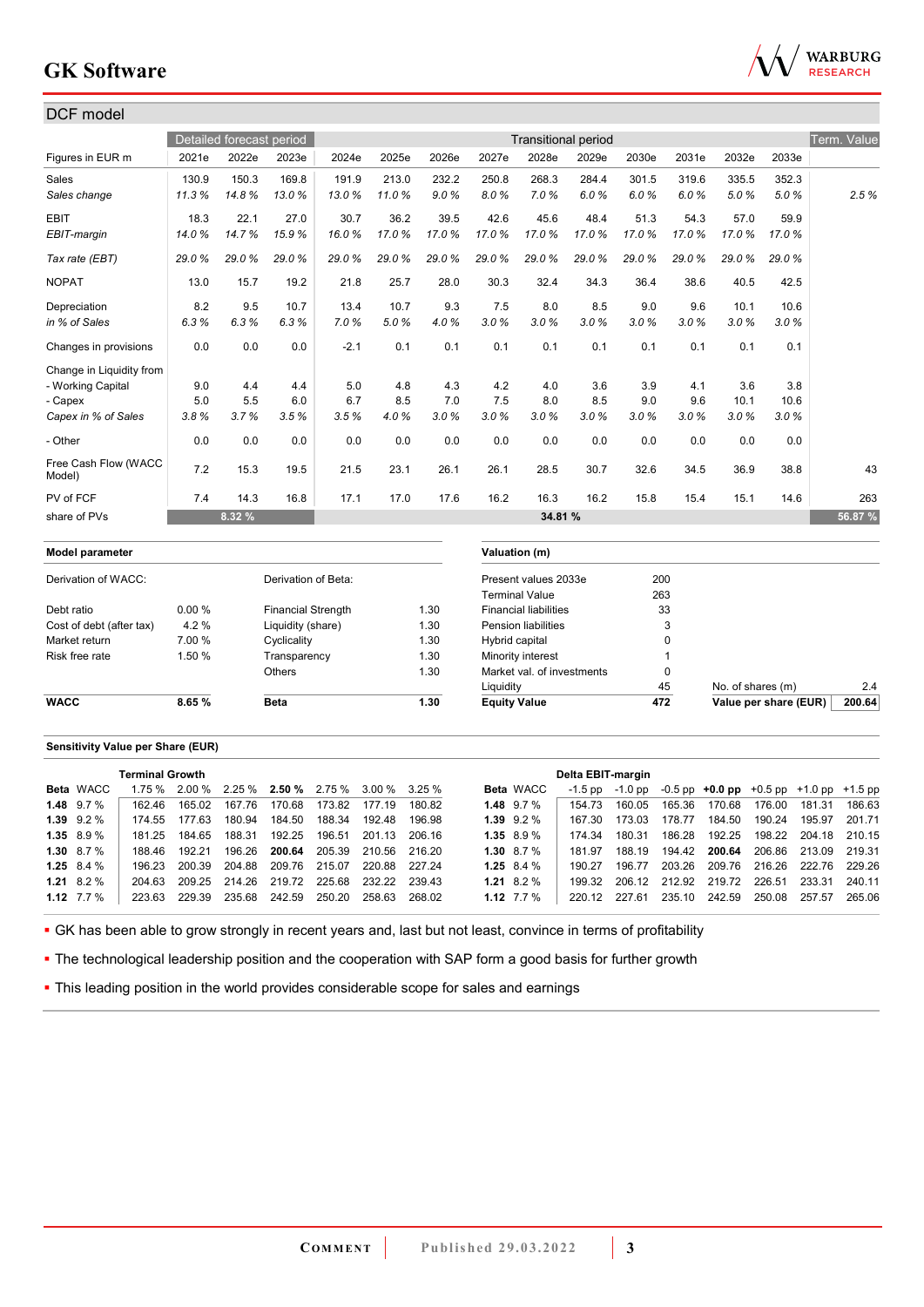## DCF model

| Figures in EUR m | Detailed forecast period | | | Transitional period | | | | | | | | | | Term. Value |
|---|---|---|---|---|---|---|---|---|---|---|---|---|---|---|
| | 2021e | 2022e | 2023e | 2024e | 2025e | 2026e | 2027e | 2028e | 2029e | 2030e | 2031e | 2032e | 2033e | |
| Sales | 130.9 | 150.3 | 169.8 | 191.9 | 213.0 | 232.2 | 250.8 | 268.3 | 284.4 | 301.5 | 319.6 | 335.5 | 352.3 | |
| *Sales change* | *11.3 %* | *14.8 %* | *13.0 %* | *13.0 %* | *11.0 %* | *9.0 %* | *8.0 %* | *7.0 %* | *6.0 %* | *6.0 %* | *6.0 %* | *5.0 %* | *5.0 %* | *2.5 %* |
| EBIT | 18.3 | 22.1 | 27.0 | 30.7 | 36.2 | 39.5 | 42.6 | 45.6 | 48.4 | 51.3 | 54.3 | 57.0 | 59.9 | |
| *EBIT-margin* | *14.0 %* | *14.7 %* | *15.9 %* | *16.0 %* | *17.0 %* | *17.0 %* | *17.0 %* | *17.0 %* | *17.0 %* | *17.0 %* | *17.0 %* | *17.0 %* | *17.0 %* | |
| *Tax rate (EBT)* | *29.0 %* | *29.0 %* | *29.0 %* | *29.0 %* | *29.0 %* | *29.0 %* | *29.0 %* | *29.0 %* | *29.0 %* | *29.0 %* | *29.0 %* | *29.0 %* | *29.0 %* | |
| NOPAT | 13.0 | 15.7 | 19.2 | 21.8 | 25.7 | 28.0 | 30.3 | 32.4 | 34.3 | 36.4 | 38.6 | 40.5 | 42.5 | |
| Depreciation | 8.2 | 9.5 | 10.7 | 13.4 | 10.7 | 9.3 | 7.5 | 8.0 | 8.5 | 9.0 | 9.6 | 10.1 | 10.6 | |
| *in % of Sales* | *6.3 %* | *6.3 %* | *6.3 %* | *7.0 %* | *5.0 %* | *4.0 %* | *3.0 %* | *3.0 %* | *3.0 %* | *3.0 %* | *3.0 %* | *3.0 %* | *3.0 %* | |
| Changes in provisions | 0.0 | 0.0 | 0.0 | -2.1 | 0.1 | 0.1 | 0.1 | 0.1 | 0.1 | 0.1 | 0.1 | 0.1 | 0.1 | |
| Change in Liquidity from | | | | | | | | | | | | | | |
| - Working Capital | 9.0 | 4.4 | 4.4 | 5.0 | 4.8 | 4.3 | 4.2 | 4.0 | 3.6 | 3.9 | 4.1 | 3.6 | 3.8 | |
| - Capex | 5.0 | 5.5 | 6.0 | 6.7 | 8.5 | 7.0 | 7.5 | 8.0 | 8.5 | 9.0 | 9.6 | 10.1 | 10.6 | |
| *Capex in % of Sales* | *3.8 %* | *3.7 %* | *3.5 %* | *3.5 %* | *4.0 %* | *3.0 %* | *3.0 %* | *3.0 %* | *3.0 %* | *3.0 %* | *3.0 %* | *3.0 %* | *3.0 %* | |
| - Other | 0.0 | 0.0 | 0.0 | 0.0 | 0.0 | 0.0 | 0.0 | 0.0 | 0.0 | 0.0 | 0.0 | 0.0 | 0.0 | |
| Free Cash Flow (WACC Model) | 7.2 | 15.3 | 19.5 | 21.5 | 23.1 | 26.1 | 26.1 | 28.5 | 30.7 | 32.6 | 34.5 | 36.9 | 38.8 | 43 |
| PV of FCF | 7.4 | 14.3 | 16.8 | 17.1 | 17.0 | 17.6 | 16.2 | 16.3 | 16.2 | 15.8 | 15.4 | 15.1 | 14.6 | 263 |
| share of PVs | | 8.32 % | | | | | | 34.81 % | | | | | | 56.87 % |

| Model parameter | | | |
|---|---|---|---|
| Derivation of WACC: | | Derivation of Beta: | |
| Debt ratio | 0.00 % | Financial Strength | 1.30 |
| Cost of debt (after tax) | 4.2 % | Liquidity (share) | 1.30 |
| Market return | 7.00 % | Cyclicality | 1.30 |
| Risk free rate | 1.50 % | Transparency | 1.30 |
| | | Others | 1.30 |
| **WACC** | **8.65 %** | **Beta** | **1.30** |

| Valuation (m) | | | |
|---|---|---|---|
| Present values 2033e | 200 | | |
| Terminal Value | 263 | | |
| Financial liabilities | 33 | | |
| Pension liabilities | 3 | | |
| Hybrid capital | 0 | | |
| Minority interest | 1 | | |
| Market val. of investments | 0 | | |
| Liquidity | 45 | No. of shares (m) | 2.4 |
| **Equity Value** | **472** | **Value per share (EUR)** | **200.64** |

### Sensitivity Value per Share (EUR)

| Beta | WACC | Terminal Growth 1.75 % | 2.00 % | 2.25 % | **2.50 %** | 2.75 % | 3.00 % | 3.25 % |
|---|---|---|---|---|---|---|---|---|
| **1.48** | 9.7 % | 162.46 | 165.02 | 167.76 | 170.68 | 173.82 | 177.19 | 180.82 |
| **1.39** | 9.2 % | 174.55 | 177.63 | 180.94 | 184.50 | 188.34 | 192.48 | 196.98 |
| **1.35** | 8.9 % | 181.25 | 184.65 | 188.31 | 192.25 | 196.51 | 201.13 | 206.16 |
| **1.30** | 8.7 % | 188.46 | 192.21 | 196.26 | **200.64** | 205.39 | 210.56 | 216.20 |
| **1.25** | 8.4 % | 196.23 | 200.39 | 204.88 | 209.76 | 215.07 | 220.88 | 227.24 |
| **1.21** | 8.2 % | 204.63 | 209.25 | 214.26 | 219.72 | 225.68 | 232.22 | 239.43 |
| **1.12** | 7.7 % | 223.63 | 229.39 | 235.68 | 242.59 | 250.20 | 258.63 | 268.02 |

| Beta | WACC | Delta EBIT-margin -1.5 pp | -1.0 pp | -0.5 pp | **+0.0 pp** | +0.5 pp | +1.0 pp | +1.5 pp |
|---|---|---|---|---|---|---|---|---|
| **1.48** | 9.7 % | 154.73 | 160.05 | 165.36 | 170.68 | 176.00 | 181.31 | 186.63 |
| **1.39** | 9.2 % | 167.30 | 173.03 | 178.77 | 184.50 | 190.24 | 195.97 | 201.71 |
| **1.35** | 8.9 % | 174.34 | 180.31 | 186.28 | 192.25 | 198.22 | 204.18 | 210.15 |
| **1.30** | 8.7 % | 181.97 | 188.19 | 194.42 | **200.64** | 206.86 | 213.09 | 219.31 |
| **1.25** | 8.4 % | 190.27 | 196.77 | 203.26 | 209.76 | 216.26 | 222.76 | 229.26 |
| **1.21** | 8.2 % | 199.32 | 206.12 | 212.92 | 219.72 | 226.51 | 233.31 | 240.11 |
| **1.12** | 7.7 % | 220.12 | 227.61 | 235.10 | 242.59 | 250.08 | 257.57 | 265.06 |

- GK has been able to grow strongly in recent years and, last but not least, convince in terms of profitability
- The technological leadership position and the cooperation with SAP form a good basis for further growth
- This leading position in the world provides considerable scope for sales and earnings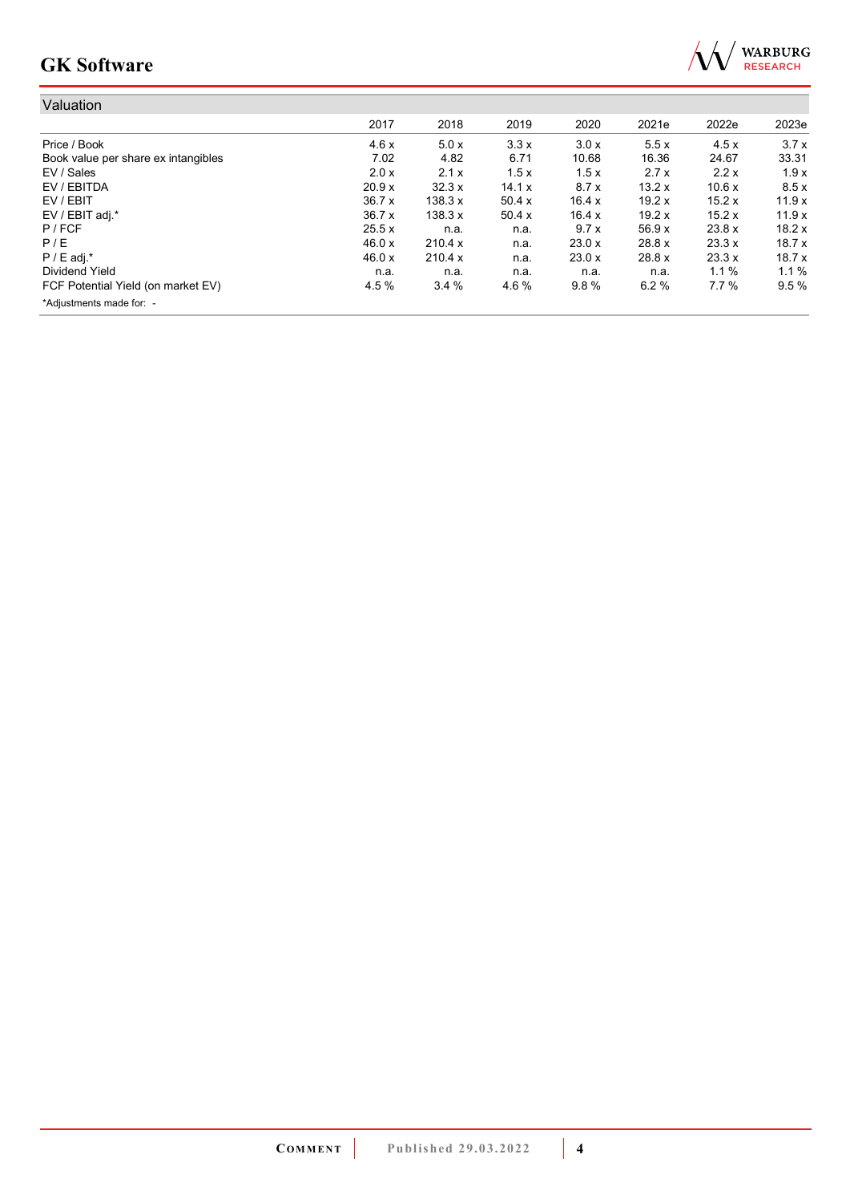## Valuation

| | 2017 | 2018 | 2019 | 2020 | 2021e | 2022e | 2023e |
|---|---|---|---|---|---|---|---|
| Price / Book | 4.6 x | 5.0 x | 3.3 x | 3.0 x | 5.5 x | 4.5 x | 3.7 x |
| Book value per share ex intangibles | 7.02 | 4.82 | 6.71 | 10.68 | 16.36 | 24.67 | 33.31 |
| EV / Sales | 2.0 x | 2.1 x | 1.5 x | 1.5 x | 2.7 x | 2.2 x | 1.9 x |
| EV / EBITDA | 20.9 x | 32.3 x | 14.1 x | 8.7 x | 13.2 x | 10.6 x | 8.5 x |
| EV / EBIT | 36.7 x | 138.3 x | 50.4 x | 16.4 x | 19.2 x | 15.2 x | 11.9 x |
| EV / EBIT adj.* | 36.7 x | 138.3 x | 50.4 x | 16.4 x | 19.2 x | 15.2 x | 11.9 x |
| P / FCF | 25.5 x | n.a. | n.a. | 9.7 x | 56.9 x | 23.8 x | 18.2 x |
| P / E | 46.0 x | 210.4 x | n.a. | 23.0 x | 28.8 x | 23.3 x | 18.7 x |
| P / E adj.* | 46.0 x | 210.4 x | n.a. | 23.0 x | 28.8 x | 23.3 x | 18.7 x |
| Dividend Yield | n.a. | n.a. | n.a. | n.a. | n.a. | 1.1 % | 1.1 % |
| FCF Potential Yield (on market EV) | 4.5 % | 3.4 % | 4.6 % | 9.8 % | 6.2 % | 7.7 % | 9.5 % |

*Adjustments made for: -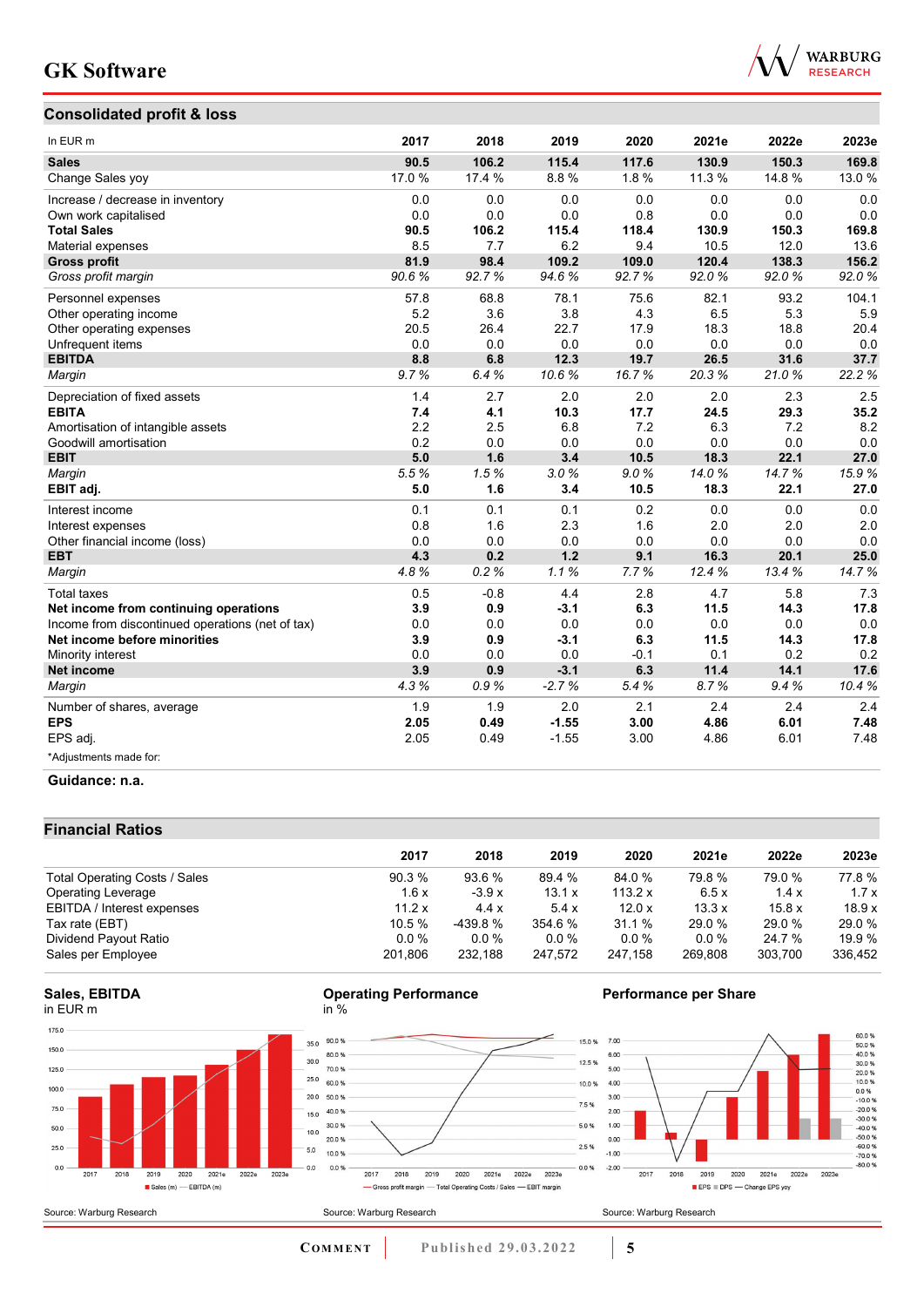## Consolidated profit & loss

| In EUR m | 2017 | 2018 | 2019 | 2020 | 2021e | 2022e | 2023e |
|---|---|---|---|---|---|---|---|
| **Sales** | **90.5** | **106.2** | **115.4** | **117.6** | **130.9** | **150.3** | **169.8** |
| Change Sales yoy | 17.0 % | 17.4 % | 8.8 % | 1.8 % | 11.3 % | 14.8 % | 13.0 % |
| Increase / decrease in inventory | 0.0 | 0.0 | 0.0 | 0.0 | 0.0 | 0.0 | 0.0 |
| Own work capitalised | 0.0 | 0.0 | 0.0 | 0.8 | 0.0 | 0.0 | 0.0 |
| **Total Sales** | **90.5** | **106.2** | **115.4** | **118.4** | **130.9** | **150.3** | **169.8** |
| Material expenses | 8.5 | 7.7 | 6.2 | 9.4 | 10.5 | 12.0 | 13.6 |
| **Gross profit** | **81.9** | **98.4** | **109.2** | **109.0** | **120.4** | **138.3** | **156.2** |
| *Gross profit margin* | *90.6 %* | *92.7 %* | *94.6 %* | *92.7 %* | *92.0 %* | *92.0 %* | *92.0 %* |
| Personnel expenses | 57.8 | 68.8 | 78.1 | 75.6 | 82.1 | 93.2 | 104.1 |
| Other operating income | 5.2 | 3.6 | 3.8 | 4.3 | 6.5 | 5.3 | 5.9 |
| Other operating expenses | 20.5 | 26.4 | 22.7 | 17.9 | 18.3 | 18.8 | 20.4 |
| Unfrequent items | 0.0 | 0.0 | 0.0 | 0.0 | 0.0 | 0.0 | 0.0 |
| **EBITDA** | **8.8** | **6.8** | **12.3** | **19.7** | **26.5** | **31.6** | **37.7** |
| *Margin* | *9.7 %* | *6.4 %* | *10.6 %* | *16.7 %* | *20.3 %* | *21.0 %* | *22.2 %* |
| Depreciation of fixed assets | 1.4 | 2.7 | 2.0 | 2.0 | 2.0 | 2.3 | 2.5 |
| **EBITA** | **7.4** | **4.1** | **10.3** | **17.7** | **24.5** | **29.3** | **35.2** |
| Amortisation of intangible assets | 2.2 | 2.5 | 6.8 | 7.2 | 6.3 | 7.2 | 8.2 |
| Goodwill amortisation | 0.2 | 0.0 | 0.0 | 0.0 | 0.0 | 0.0 | 0.0 |
| **EBIT** | **5.0** | **1.6** | **3.4** | **10.5** | **18.3** | **22.1** | **27.0** |
| *Margin* | *5.5 %* | *1.5 %* | *3.0 %* | *9.0 %* | *14.0 %* | *14.7 %* | *15.9 %* |
| **EBIT adj.** | **5.0** | **1.6** | **3.4** | **10.5** | **18.3** | **22.1** | **27.0** |
| Interest income | 0.1 | 0.1 | 0.1 | 0.2 | 0.0 | 0.0 | 0.0 |
| Interest expenses | 0.8 | 1.6 | 2.3 | 1.6 | 2.0 | 2.0 | 2.0 |
| Other financial income (loss) | 0.0 | 0.0 | 0.0 | 0.0 | 0.0 | 0.0 | 0.0 |
| **EBT** | **4.3** | **0.2** | **1.2** | **9.1** | **16.3** | **20.1** | **25.0** |
| *Margin* | *4.8 %* | *0.2 %* | *1.1 %* | *7.7 %* | *12.4 %* | *13.4 %* | *14.7 %* |
| Total taxes | 0.5 | -0.8 | 4.4 | 2.8 | 4.7 | 5.8 | 7.3 |
| **Net income from continuing operations** | **3.9** | **0.9** | **-3.1** | **6.3** | **11.5** | **14.3** | **17.8** |
| Income from discontinued operations (net of tax) | 0.0 | 0.0 | 0.0 | 0.0 | 0.0 | 0.0 | 0.0 |
| **Net income before minorities** | **3.9** | **0.9** | **-3.1** | **6.3** | **11.5** | **14.3** | **17.8** |
| Minority interest | 0.0 | 0.0 | 0.0 | -0.1 | 0.1 | 0.2 | 0.2 |
| **Net income** | **3.9** | **0.9** | **-3.1** | **6.3** | **11.4** | **14.1** | **17.6** |
| *Margin* | *4.3 %* | *0.9 %* | *-2.7 %* | *5.4 %* | *8.7 %* | *9.4 %* | *10.4 %* |
| Number of shares, average | 1.9 | 1.9 | 2.0 | 2.1 | 2.4 | 2.4 | 2.4 |
| **EPS** | **2.05** | **0.49** | **-1.55** | **3.00** | **4.86** | **6.01** | **7.48** |
| EPS adj. | 2.05 | 0.49 | -1.55 | 3.00 | 4.86 | 6.01 | 7.48 |

*Adjustments made for:

**Guidance: n.a.**

## Financial Ratios

| | 2017 | 2018 | 2019 | 2020 | 2021e | 2022e | 2023e |
|---|---|---|---|---|---|---|---|
| Total Operating Costs / Sales | 90.3 % | 93.6 % | 89.4 % | 84.0 % | 79.8 % | 79.0 % | 77.8 % |
| Operating Leverage | 1.6 x | -3.9 x | 13.1 x | 113.2 x | 6.5 x | 1.4 x | 1.7 x |
| EBITDA / Interest expenses | 11.2 x | 4.4 x | 5.4 x | 12.0 x | 13.3 x | 15.8 x | 18.9 x |
| Tax rate (EBT) | 10.5 % | -439.8 % | 354.6 % | 31.1 % | 29.0 % | 29.0 % | 29.0 % |
| Dividend Payout Ratio | 0.0 % | 0.0 % | 0.0 % | 0.0 % | 0.0 % | 24.7 % | 19.9 % |
| Sales per Employee | 201,806 | 232,188 | 247,572 | 247,158 | 269,808 | 303,700 | 336,452 |

**Sales, EBITDA**
in EUR m

Source: Warburg Research

**Operating Performance**
in %

Source: Warburg Research

**Performance per Share**

Source: Warburg Research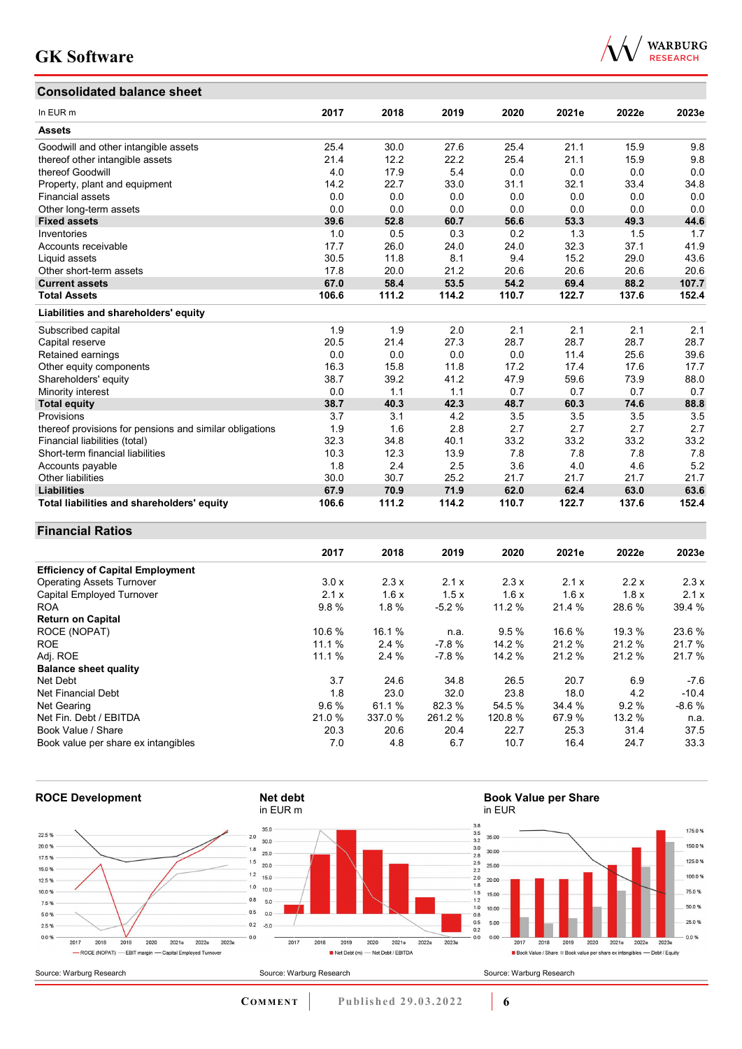## Consolidated balance sheet

| In EUR m | 2017 | 2018 | 2019 | 2020 | 2021e | 2022e | 2023e |
|---|---|---|---|---|---|---|---|
| **Assets** | | | | | | | |
| Goodwill and other intangible assets | 25.4 | 30.0 | 27.6 | 25.4 | 21.1 | 15.9 | 9.8 |
| thereof other intangible assets | 21.4 | 12.2 | 22.2 | 25.4 | 21.1 | 15.9 | 9.8 |
| thereof Goodwill | 4.0 | 17.9 | 5.4 | 0.0 | 0.0 | 0.0 | 0.0 |
| Property, plant and equipment | 14.2 | 22.7 | 33.0 | 31.1 | 32.1 | 33.4 | 34.8 |
| Financial assets | 0.0 | 0.0 | 0.0 | 0.0 | 0.0 | 0.0 | 0.0 |
| Other long-term assets | 0.0 | 0.0 | 0.0 | 0.0 | 0.0 | 0.0 | 0.0 |
| **Fixed assets** | **39.6** | **52.8** | **60.7** | **56.6** | **53.3** | **49.3** | **44.6** |
| Inventories | 1.0 | 0.5 | 0.3 | 0.2 | 1.3 | 1.5 | 1.7 |
| Accounts receivable | 17.7 | 26.0 | 24.0 | 24.0 | 32.3 | 37.1 | 41.9 |
| Liquid assets | 30.5 | 11.8 | 8.1 | 9.4 | 15.2 | 29.0 | 43.6 |
| Other short-term assets | 17.8 | 20.0 | 21.2 | 20.6 | 20.6 | 20.6 | 20.6 |
| **Current assets** | **67.0** | **58.4** | **53.5** | **54.2** | **69.4** | **88.2** | **107.7** |
| **Total Assets** | **106.6** | **111.2** | **114.2** | **110.7** | **122.7** | **137.6** | **152.4** |
| **Liabilities and shareholders' equity** | | | | | | | |
| Subscribed capital | 1.9 | 1.9 | 2.0 | 2.1 | 2.1 | 2.1 | 2.1 |
| Capital reserve | 20.5 | 21.4 | 27.3 | 28.7 | 28.7 | 28.7 | 28.7 |
| Retained earnings | 0.0 | 0.0 | 0.0 | 0.0 | 11.4 | 25.6 | 39.6 |
| Other equity components | 16.3 | 15.8 | 11.8 | 17.2 | 17.4 | 17.6 | 17.7 |
| Shareholders' equity | 38.7 | 39.2 | 41.2 | 47.9 | 59.6 | 73.9 | 88.0 |
| Minority interest | 0.0 | 1.1 | 1.1 | 0.7 | 0.7 | 0.7 | 0.7 |
| **Total equity** | **38.7** | **40.3** | **42.3** | **48.7** | **60.3** | **74.6** | **88.8** |
| Provisions | 3.7 | 3.1 | 4.2 | 3.5 | 3.5 | 3.5 | 3.5 |
| thereof provisions for pensions and similar obligations | 1.9 | 1.6 | 2.8 | 2.7 | 2.7 | 2.7 | 2.7 |
| Financial liabilities (total) | 32.3 | 34.8 | 40.1 | 33.2 | 33.2 | 33.2 | 33.2 |
| Short-term financial liabilities | 10.3 | 12.3 | 13.9 | 7.8 | 7.8 | 7.8 | 7.8 |
| Accounts payable | 1.8 | 2.4 | 2.5 | 3.6 | 4.0 | 4.6 | 5.2 |
| Other liabilities | 30.0 | 30.7 | 25.2 | 21.7 | 21.7 | 21.7 | 21.7 |
| **Liabilities** | **67.9** | **70.9** | **71.9** | **62.0** | **62.4** | **63.0** | **63.6** |
| **Total liabilities and shareholders' equity** | **106.6** | **111.2** | **114.2** | **110.7** | **122.7** | **137.6** | **152.4** |

## Financial Ratios

| | 2017 | 2018 | 2019 | 2020 | 2021e | 2022e | 2023e |
|---|---|---|---|---|---|---|---|
| **Efficiency of Capital Employment** | | | | | | | |
| Operating Assets Turnover | 3.0 x | 2.3 x | 2.1 x | 2.3 x | 2.1 x | 2.2 x | 2.3 x |
| Capital Employed Turnover | 2.1 x | 1.6 x | 1.5 x | 1.6 x | 1.6 x | 1.8 x | 2.1 x |
| ROA | 9.8 % | 1.8 % | -5.2 % | 11.2 % | 21.4 % | 28.6 % | 39.4 % |
| **Return on Capital** | | | | | | | |
| ROCE (NOPAT) | 10.6 % | 16.1 % | n.a. | 9.5 % | 16.6 % | 19.3 % | 23.6 % |
| ROE | 11.1 % | 2.4 % | -7.8 % | 14.2 % | 21.2 % | 21.2 % | 21.7 % |
| Adj. ROE | 11.1 % | 2.4 % | -7.8 % | 14.2 % | 21.2 % | 21.2 % | 21.7 % |
| **Balance sheet quality** | | | | | | | |
| Net Debt | 3.7 | 24.6 | 34.8 | 26.5 | 20.7 | 6.9 | -7.6 |
| Net Financial Debt | 1.8 | 23.0 | 32.0 | 23.8 | 18.0 | 4.2 | -10.4 |
| Net Gearing | 9.6 % | 61.1 % | 82.3 % | 54.5 % | 34.4 % | 9.2 % | -8.6 % |
| Net Fin. Debt / EBITDA | 21.0 % | 337.0 % | 261.2 % | 120.8 % | 67.9 % | 13.2 % | n.a. |
| Book Value / Share | 20.3 | 20.6 | 20.4 | 22.7 | 25.3 | 31.4 | 37.5 |
| Book value per share ex intangibles | 7.0 | 4.8 | 6.7 | 10.7 | 16.4 | 24.7 | 33.3 |

**ROCE Development**

Source: Warburg Research

**Net debt**
in EUR m

Source: Warburg Research

**Book Value per Share**
in EUR

Source: Warburg Research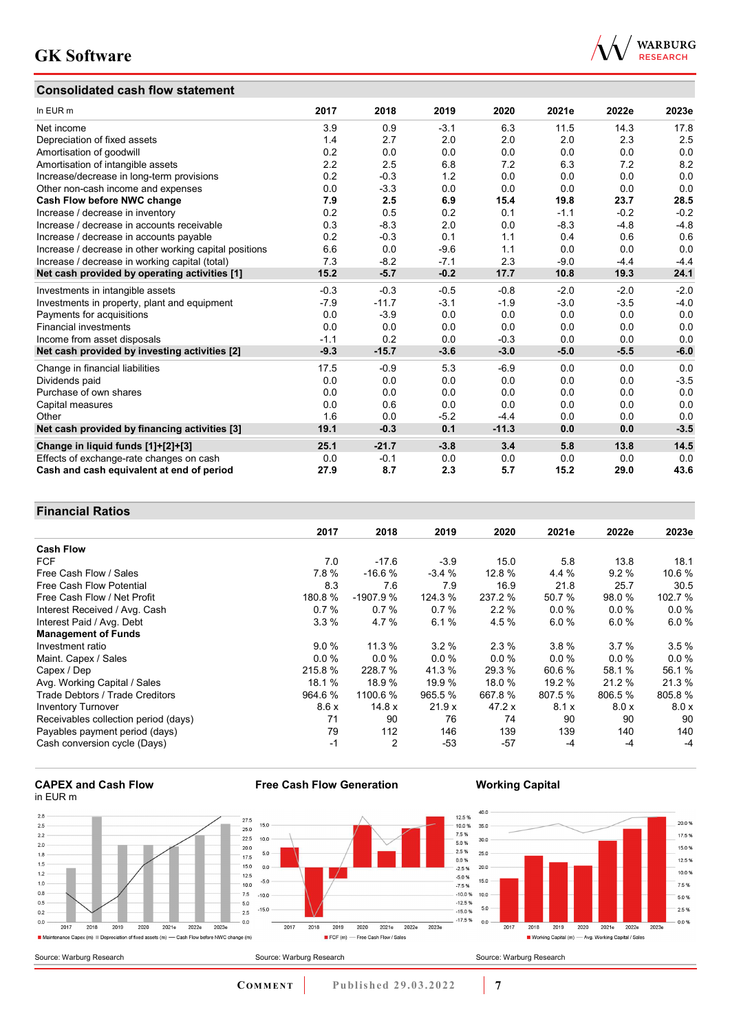## Consolidated cash flow statement

| In EUR m | 2017 | 2018 | 2019 | 2020 | 2021e | 2022e | 2023e |
|---|---|---|---|---|---|---|---|
| Net income | 3.9 | 0.9 | -3.1 | 6.3 | 11.5 | 14.3 | 17.8 |
| Depreciation of fixed assets | 1.4 | 2.7 | 2.0 | 2.0 | 2.0 | 2.3 | 2.5 |
| Amortisation of goodwill | 0.2 | 0.0 | 0.0 | 0.0 | 0.0 | 0.0 | 0.0 |
| Amortisation of intangible assets | 2.2 | 2.5 | 6.8 | 7.2 | 6.3 | 7.2 | 8.2 |
| Increase/decrease in long-term provisions | 0.2 | -0.3 | 1.2 | 0.0 | 0.0 | 0.0 | 0.0 |
| Other non-cash income and expenses | 0.0 | -3.3 | 0.0 | 0.0 | 0.0 | 0.0 | 0.0 |
| **Cash Flow before NWC change** | **7.9** | **2.5** | **6.9** | **15.4** | **19.8** | **23.7** | **28.5** |
| Increase / decrease in inventory | 0.2 | 0.5 | 0.2 | 0.1 | -1.1 | -0.2 | -0.2 |
| Increase / decrease in accounts receivable | 0.3 | -8.3 | 2.0 | 0.0 | -8.3 | -4.8 | -4.8 |
| Increase / decrease in accounts payable | 0.2 | -0.3 | 0.1 | 1.1 | 0.4 | 0.6 | 0.6 |
| Increase / decrease in other working capital positions | 6.6 | 0.0 | -9.6 | 1.1 | 0.0 | 0.0 | 0.0 |
| Increase / decrease in working capital (total) | 7.3 | -8.2 | -7.1 | 2.3 | -9.0 | -4.4 | -4.4 |
| **Net cash provided by operating activities [1]** | **15.2** | **-5.7** | **-0.2** | **17.7** | **10.8** | **19.3** | **24.1** |
| Investments in intangible assets | -0.3 | -0.3 | -0.5 | -0.8 | -2.0 | -2.0 | -2.0 |
| Investments in property, plant and equipment | -7.9 | -11.7 | -3.1 | -1.9 | -3.0 | -3.5 | -4.0 |
| Payments for acquisitions | 0.0 | -3.9 | 0.0 | 0.0 | 0.0 | 0.0 | 0.0 |
| Financial investments | 0.0 | 0.0 | 0.0 | 0.0 | 0.0 | 0.0 | 0.0 |
| Income from asset disposals | -1.1 | 0.2 | 0.0 | -0.3 | 0.0 | 0.0 | 0.0 |
| **Net cash provided by investing activities [2]** | **-9.3** | **-15.7** | **-3.6** | **-3.0** | **-5.0** | **-5.5** | **-6.0** |
| Change in financial liabilities | 17.5 | -0.9 | 5.3 | -6.9 | 0.0 | 0.0 | 0.0 |
| Dividends paid | 0.0 | 0.0 | 0.0 | 0.0 | 0.0 | 0.0 | -3.5 |
| Purchase of own shares | 0.0 | 0.0 | 0.0 | 0.0 | 0.0 | 0.0 | 0.0 |
| Capital measures | 0.0 | 0.6 | 0.0 | 0.0 | 0.0 | 0.0 | 0.0 |
| Other | 1.6 | 0.0 | -5.2 | -4.4 | 0.0 | 0.0 | 0.0 |
| **Net cash provided by financing activities [3]** | **19.1** | **-0.3** | **0.1** | **-11.3** | **0.0** | **0.0** | **-3.5** |
| **Change in liquid funds [1]+[2]+[3]** | **25.1** | **-21.7** | **-3.8** | **3.4** | **5.8** | **13.8** | **14.5** |
| Effects of exchange-rate changes on cash | 0.0 | -0.1 | 0.0 | 0.0 | 0.0 | 0.0 | 0.0 |
| **Cash and cash equivalent at end of period** | **27.9** | **8.7** | **2.3** | **5.7** | **15.2** | **29.0** | **43.6** |

## Financial Ratios

| | 2017 | 2018 | 2019 | 2020 | 2021e | 2022e | 2023e |
|---|---|---|---|---|---|---|---|
| **Cash Flow** | | | | | | | |
| FCF | 7.0 | -17.6 | -3.9 | 15.0 | 5.8 | 13.8 | 18.1 |
| Free Cash Flow / Sales | 7.8 % | -16.6 % | -3.4 % | 12.8 % | 4.4 % | 9.2 % | 10.6 % |
| Free Cash Flow Potential | 8.3 | 7.6 | 7.9 | 16.9 | 21.8 | 25.7 | 30.5 |
| Free Cash Flow / Net Profit | 180.8 % | -1907.9 % | 124.3 % | 237.2 % | 50.7 % | 98.0 % | 102.7 % |
| Interest Received / Avg. Cash | 0.7 % | 0.7 % | 0.7 % | 2.2 % | 0.0 % | 0.0 % | 0.0 % |
| Interest Paid / Avg. Debt | 3.3 % | 4.7 % | 6.1 % | 4.5 % | 6.0 % | 6.0 % | 6.0 % |
| **Management of Funds** | | | | | | | |
| Investment ratio | 9.0 % | 11.3 % | 3.2 % | 2.3 % | 3.8 % | 3.7 % | 3.5 % |
| Maint. Capex / Sales | 0.0 % | 0.0 % | 0.0 % | 0.0 % | 0.0 % | 0.0 % | 0.0 % |
| Capex / Dep | 215.8 % | 228.7 % | 41.3 % | 29.3 % | 60.6 % | 58.1 % | 56.1 % |
| Avg. Working Capital / Sales | 18.1 % | 18.9 % | 19.9 % | 18.0 % | 19.2 % | 21.2 % | 21.3 % |
| Trade Debtors / Trade Creditors | 964.6 % | 1100.6 % | 965.5 % | 667.8 % | 807.5 % | 806.5 % | 805.8 % |
| Inventory Turnover | 8.6 x | 14.8 x | 21.9 x | 47.2 x | 8.1 x | 8.0 x | 8.0 x |
| Receivables collection period (days) | 71 | 90 | 76 | 74 | 90 | 90 | 90 |
| Payables payment period (days) | 79 | 112 | 146 | 139 | 139 | 140 | 140 |
| Cash conversion cycle (Days) | -1 | 2 | -53 | -57 | -4 | -4 | -4 |

**CAPEX and Cash Flow**
in EUR m

Source: Warburg Research

**Free Cash Flow Generation**

Source: Warburg Research

**Working Capital**

Source: Warburg Research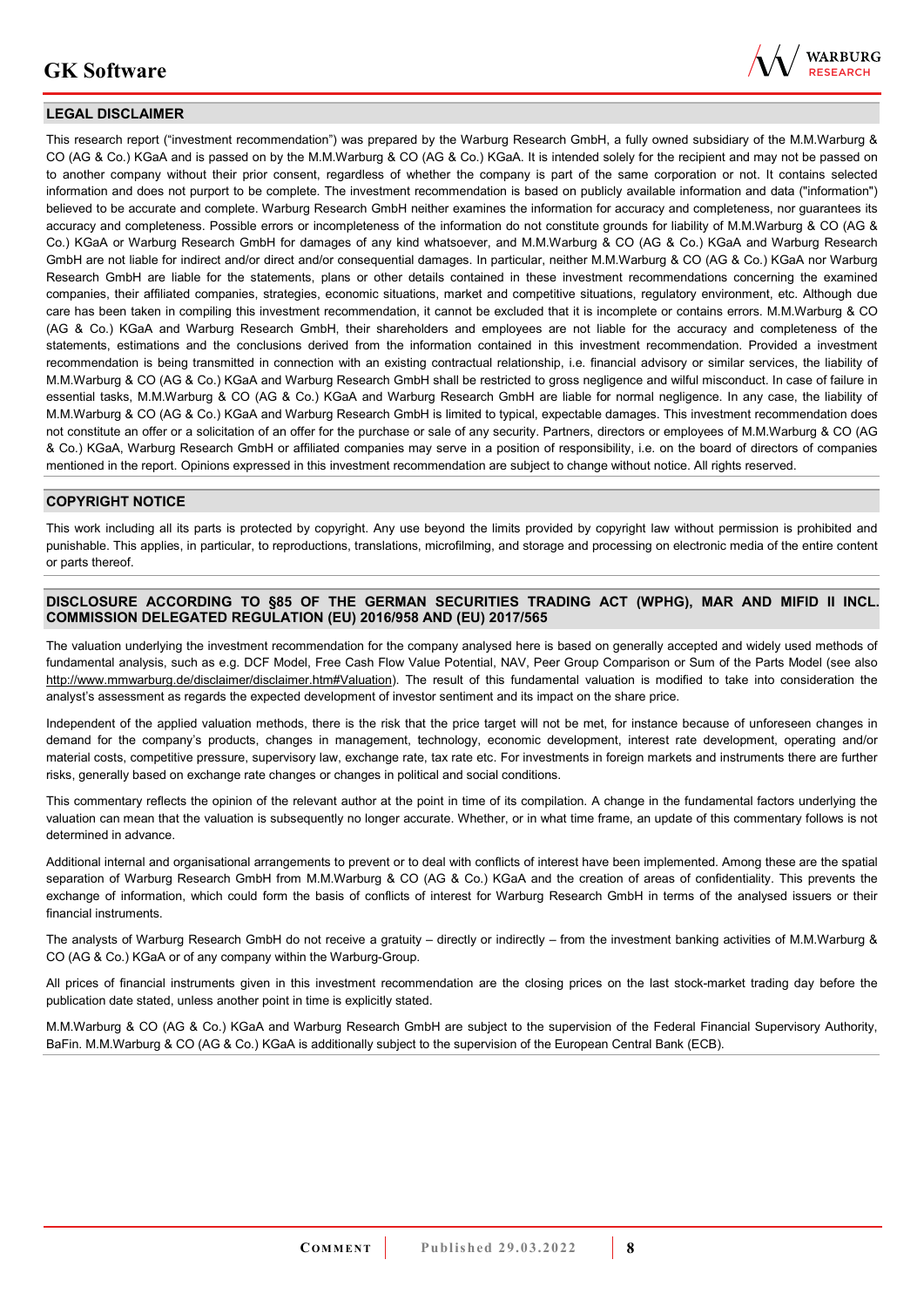## LEGAL DISCLAIMER

This research report ("investment recommendation") was prepared by the Warburg Research GmbH, a fully owned subsidiary of the M.M.Warburg & CO (AG & Co.) KGaA and is passed on by the M.M.Warburg & CO (AG & Co.) KGaA. It is intended solely for the recipient and may not be passed on to another company without their prior consent, regardless of whether the company is part of the same corporation or not. It contains selected information and does not purport to be complete. The investment recommendation is based on publicly available information and data ("information") believed to be accurate and complete. Warburg Research GmbH neither examines the information for accuracy and completeness, nor guarantees its accuracy and completeness. Possible errors or incompleteness of the information do not constitute grounds for liability of M.M.Warburg & CO (AG & Co.) KGaA or Warburg Research GmbH for damages of any kind whatsoever, and M.M.Warburg & CO (AG & Co.) KGaA and Warburg Research GmbH are not liable for indirect and/or direct and/or consequential damages. In particular, neither M.M.Warburg & CO (AG & Co.) KGaA nor Warburg Research GmbH are liable for the statements, plans or other details contained in these investment recommendations concerning the examined companies, their affiliated companies, strategies, economic situations, market and competitive situations, regulatory environment, etc. Although due care has been taken in compiling this investment recommendation, it cannot be excluded that it is incomplete or contains errors. M.M.Warburg & CO (AG & Co.) KGaA and Warburg Research GmbH, their shareholders and employees are not liable for the accuracy and completeness of the statements, estimations and the conclusions derived from the information contained in this investment recommendation. Provided a investment recommendation is being transmitted in connection with an existing contractual relationship, i.e. financial advisory or similar services, the liability of M.M.Warburg & CO (AG & Co.) KGaA and Warburg Research GmbH shall be restricted to gross negligence and wilful misconduct. In case of failure in essential tasks, M.M.Warburg & CO (AG & Co.) KGaA and Warburg Research GmbH are liable for normal negligence. In any case, the liability of M.M.Warburg & CO (AG & Co.) KGaA and Warburg Research GmbH is limited to typical, expectable damages. This investment recommendation does not constitute an offer or a solicitation of an offer for the purchase or sale of any security. Partners, directors or employees of M.M.Warburg & CO (AG & Co.) KGaA, Warburg Research GmbH or affiliated companies may serve in a position of responsibility, i.e. on the board of directors of companies mentioned in the report. Opinions expressed in this investment recommendation are subject to change without notice. All rights reserved.

## COPYRIGHT NOTICE

This work including all its parts is protected by copyright. Any use beyond the limits provided by copyright law without permission is prohibited and punishable. This applies, in particular, to reproductions, translations, microfilming, and storage and processing on electronic media of the entire content or parts thereof.

## DISCLOSURE ACCORDING TO §85 OF THE GERMAN SECURITIES TRADING ACT (WPHG), MAR AND MIFID II INCL. COMMISSION DELEGATED REGULATION (EU) 2016/958 AND (EU) 2017/565

The valuation underlying the investment recommendation for the company analysed here is based on generally accepted and widely used methods of fundamental analysis, such as e.g. DCF Model, Free Cash Flow Value Potential, NAV, Peer Group Comparison or Sum of the Parts Model (see also http://www.mmwarburg.de/disclaimer/disclaimer.htm#Valuation). The result of this fundamental valuation is modified to take into consideration the analyst's assessment as regards the expected development of investor sentiment and its impact on the share price.

Independent of the applied valuation methods, there is the risk that the price target will not be met, for instance because of unforeseen changes in demand for the company's products, changes in management, technology, economic development, interest rate development, operating and/or material costs, competitive pressure, supervisory law, exchange rate, tax rate etc. For investments in foreign markets and instruments there are further risks, generally based on exchange rate changes or changes in political and social conditions.

This commentary reflects the opinion of the relevant author at the point in time of its compilation. A change in the fundamental factors underlying the valuation can mean that the valuation is subsequently no longer accurate. Whether, or in what time frame, an update of this commentary follows is not determined in advance.

Additional internal and organisational arrangements to prevent or to deal with conflicts of interest have been implemented. Among these are the spatial separation of Warburg Research GmbH from M.M.Warburg & CO (AG & Co.) KGaA and the creation of areas of confidentiality. This prevents the exchange of information, which could form the basis of conflicts of interest for Warburg Research GmbH in terms of the analysed issuers or their financial instruments.

The analysts of Warburg Research GmbH do not receive a gratuity – directly or indirectly – from the investment banking activities of M.M.Warburg & CO (AG & Co.) KGaA or of any company within the Warburg-Group.

All prices of financial instruments given in this investment recommendation are the closing prices on the last stock-market trading day before the publication date stated, unless another point in time is explicitly stated.

M.M.Warburg & CO (AG & Co.) KGaA and Warburg Research GmbH are subject to the supervision of the Federal Financial Supervisory Authority, BaFin. M.M.Warburg & CO (AG & Co.) KGaA is additionally subject to the supervision of the European Central Bank (ECB).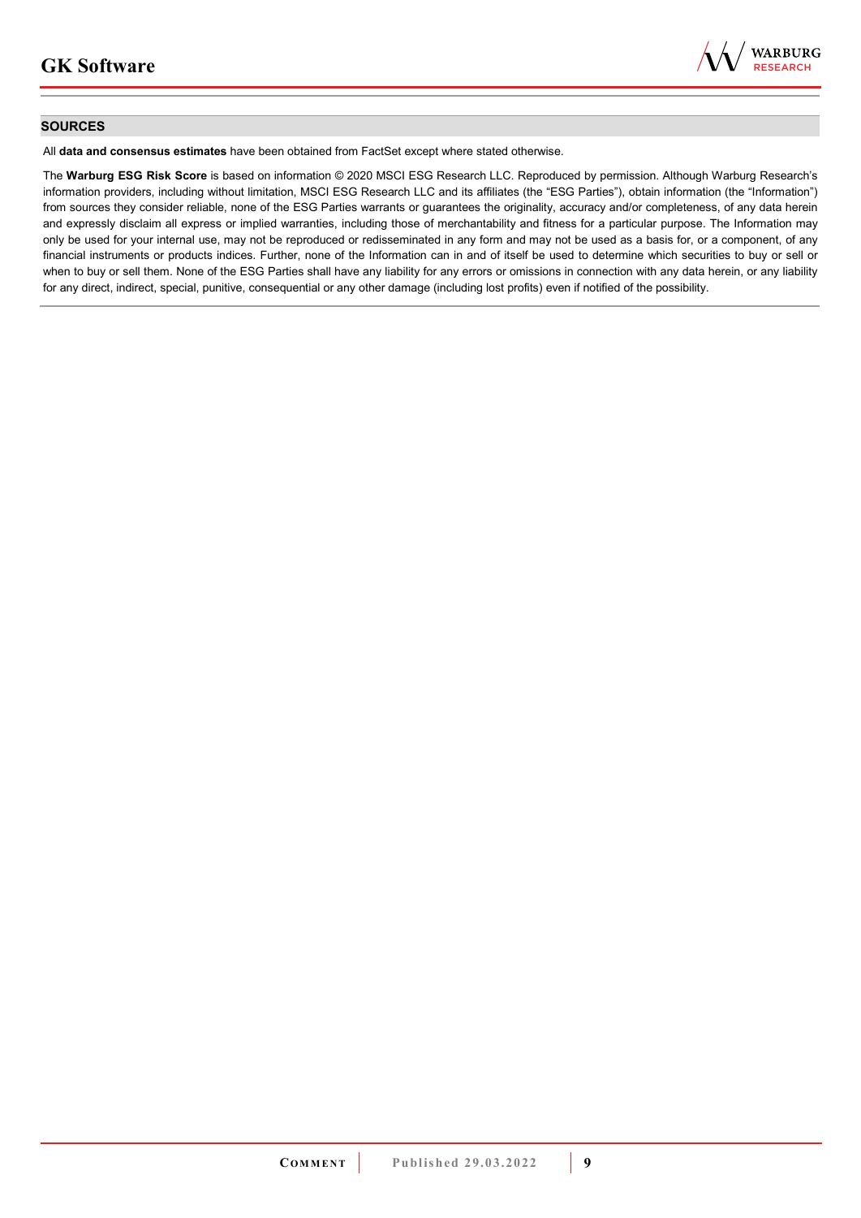## SOURCES

All **data and consensus estimates** have been obtained from FactSet except where stated otherwise.

The **Warburg ESG Risk Score** is based on information © 2020 MSCI ESG Research LLC. Reproduced by permission. Although Warburg Research's information providers, including without limitation, MSCI ESG Research LLC and its affiliates (the "ESG Parties"), obtain information (the "Information") from sources they consider reliable, none of the ESG Parties warrants or guarantees the originality, accuracy and/or completeness, of any data herein and expressly disclaim all express or implied warranties, including those of merchantability and fitness for a particular purpose. The Information may only be used for your internal use, may not be reproduced or redisseminated in any form and may not be used as a basis for, or a component, of any financial instruments or products indices. Further, none of the Information can in and of itself be used to determine which securities to buy or sell or when to buy or sell them. None of the ESG Parties shall have any liability for any errors or omissions in connection with any data herein, or any liability for any direct, indirect, special, punitive, consequential or any other damage (including lost profits) even if notified of the possibility.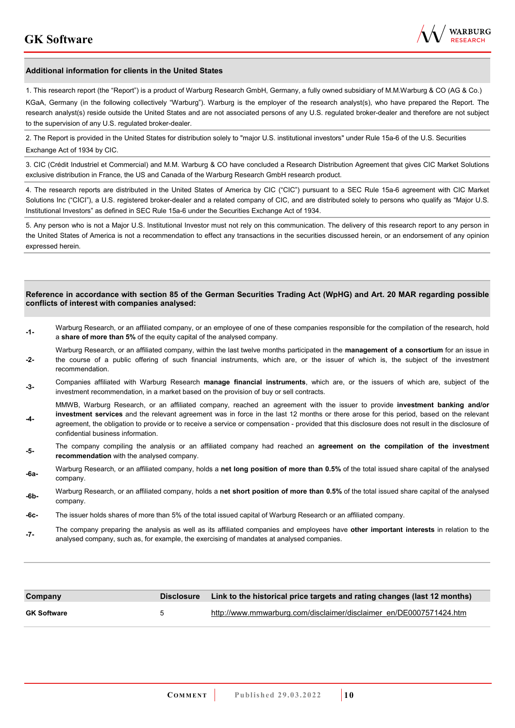## Additional information for clients in the United States

1. This research report (the "Report") is a product of Warburg Research GmbH, Germany, a fully owned subsidiary of M.M.Warburg & CO (AG & Co.) KGaA, Germany (in the following collectively "Warburg"). Warburg is the employer of the research analyst(s), who have prepared the Report. The research analyst(s) reside outside the United States and are not associated persons of any U.S. regulated broker-dealer and therefore are not subject to the supervision of any U.S. regulated broker-dealer.

2. The Report is provided in the United States for distribution solely to "major U.S. institutional investors" under Rule 15a-6 of the U.S. Securities Exchange Act of 1934 by CIC.

3. CIC (Crédit Industriel et Commercial) and M.M. Warburg & CO have concluded a Research Distribution Agreement that gives CIC Market Solutions exclusive distribution in France, the US and Canada of the Warburg Research GmbH research product.

4. The research reports are distributed in the United States of America by CIC ("CIC") pursuant to a SEC Rule 15a-6 agreement with CIC Market Solutions Inc ("CICI"), a U.S. registered broker-dealer and a related company of CIC, and are distributed solely to persons who qualify as "Major U.S. Institutional Investors" as defined in SEC Rule 15a-6 under the Securities Exchange Act of 1934.

5. Any person who is not a Major U.S. Institutional Investor must not rely on this communication. The delivery of this research report to any person in the United States of America is not a recommendation to effect any transactions in the securities discussed herein, or an endorsement of any opinion expressed herein.

## Reference in accordance with section 85 of the German Securities Trading Act (WpHG) and Art. 20 MAR regarding possible conflicts of interest with companies analysed:

**-1-** Warburg Research, or an affiliated company, or an employee of one of these companies responsible for the compilation of the research, hold a **share of more than 5%** of the equity capital of the analysed company.

**-2-** Warburg Research, or an affiliated company, within the last twelve months participated in the **management of a consortium** for an issue in the course of a public offering of such financial instruments, which are, or the issuer of which is, the subject of the investment recommendation.

**-3-** Companies affiliated with Warburg Research **manage financial instruments**, which are, or the issuers of which are, subject of the investment recommendation, in a market based on the provision of buy or sell contracts.

**-4-** MMWB, Warburg Research, or an affiliated company, reached an agreement with the issuer to provide **investment banking and/or investment services** and the relevant agreement was in force in the last 12 months or there arose for this period, based on the relevant agreement, the obligation to provide or to receive a service or compensation - provided that this disclosure does not result in the disclosure of confidential business information.

**-5-** The company compiling the analysis or an affiliated company had reached an **agreement on the compilation of the investment recommendation** with the analysed company.

**-6a-** Warburg Research, or an affiliated company, holds a **net long position of more than 0.5%** of the total issued share capital of the analysed company.

**-6b-** Warburg Research, or an affiliated company, holds a **net short position of more than 0.5%** of the total issued share capital of the analysed company.

**-6c-** The issuer holds shares of more than 5% of the total issued capital of Warburg Research or an affiliated company.

**-7-** The company preparing the analysis as well as its affiliated companies and employees have **other important interests** in relation to the analysed company, such as, for example, the exercising of mandates at analysed companies.

| Company | Disclosure | Link to the historical price targets and rating changes (last 12 months) |
|---|---|---|
| **GK Software** | 5 | http://www.mmwarburg.com/disclaimer/disclaimer_en/DE0007571424.htm |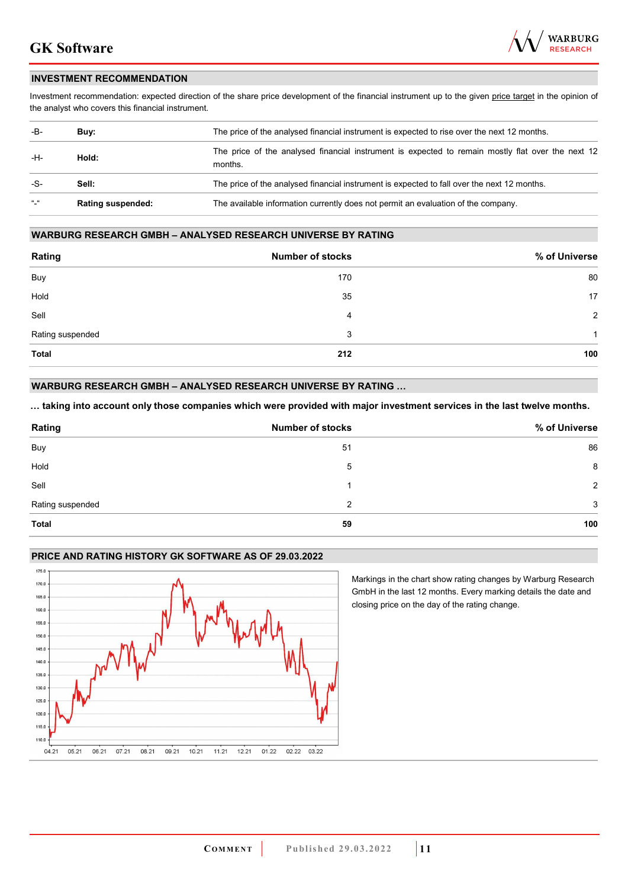## INVESTMENT RECOMMENDATION

Investment recommendation: expected direction of the share price development of the financial instrument up to the given price target in the opinion of the analyst who covers this financial instrument.

| | | |
|---|---|---|
| -B- | **Buy:** | The price of the analysed financial instrument is expected to rise over the next 12 months. |
| -H- | **Hold:** | The price of the analysed financial instrument is expected to remain mostly flat over the next 12 months. |
| -S- | **Sell:** | The price of the analysed financial instrument is expected to fall over the next 12 months. |
| "-" | **Rating suspended:** | The available information currently does not permit an evaluation of the company. |

## WARBURG RESEARCH GMBH – ANALYSED RESEARCH UNIVERSE BY RATING

| Rating | Number of stocks | % of Universe |
|---|---|---|
| Buy | 170 | 80 |
| Hold | 35 | 17 |
| Sell | 4 | 2 |
| Rating suspended | 3 | 1 |
| **Total** | **212** | **100** |

## WARBURG RESEARCH GMBH – ANALYSED RESEARCH UNIVERSE BY RATING …

**… taking into account only those companies which were provided with major investment services in the last twelve months.**

| Rating | Number of stocks | % of Universe |
|---|---|---|
| Buy | 51 | 86 |
| Hold | 5 | 8 |
| Sell | 1 | 2 |
| Rating suspended | 2 | 3 |
| **Total** | **59** | **100** |

## PRICE AND RATING HISTORY GK SOFTWARE AS OF 29.03.2022

Markings in the chart show rating changes by Warburg Research GmbH in the last 12 months. Every marking details the date and closing price on the day of the rating change.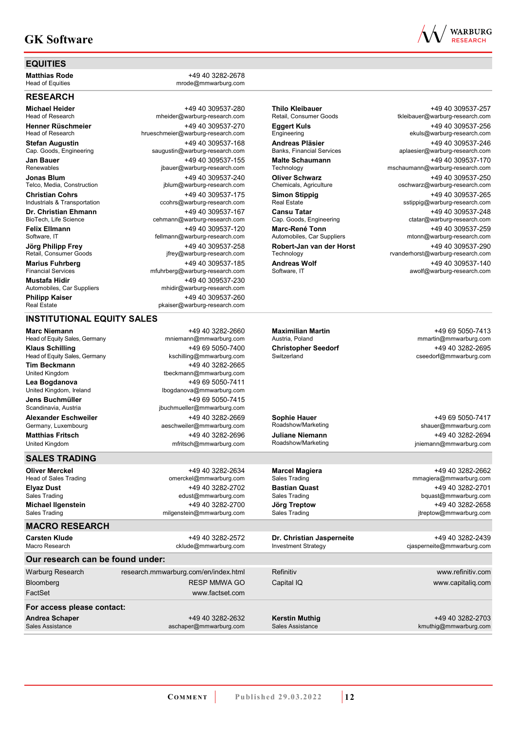## EQUITIES

**Matthias Rode** +49 40 3282-2678
Head of Equities mrode@mmwarburg.com

## RESEARCH

**Michael Heider** +49 40 309537-280
Head of Research mheider@warburg-research.com

**Henner Rüschmeier** +49 40 309537-270
Head of Research hrueschmeier@warburg-research.com

**Stefan Augustin** +49 40 309537-168
Cap. Goods, Engineering saugustin@warburg-research.com

**Jan Bauer** +49 40 309537-155
Renewables jbauer@warburg-research.com

**Jonas Blum** +49 40 309537-240
Telco, Media, Construction jblum@warburg-research.com

**Christian Cohrs** +49 40 309537-175
Industrials & Transportation ccohrs@warburg-research.com

**Dr. Christian Ehmann** +49 40 309537-167
BioTech, Life Science cehmann@warburg-research.com

**Felix Ellmann** +49 40 309537-120
Software, IT fellmann@warburg-research.com

**Jörg Philipp Frey** +49 40 309537-258
Retail, Consumer Goods jfrey@warburg-research.com

**Marius Fuhrberg** +49 40 309537-185
Financial Services mfuhrberg@warburg-research.com

**Mustafa Hidir** +49 40 309537-230
Automobiles, Car Suppliers mhidir@warburg-research.com

**Philipp Kaiser** +49 40 309537-260
Real Estate pkaiser@warburg-research.com

**Thilo Kleibauer** +49 40 309537-257
Retail, Consumer Goods tkleibauer@warburg-research.com

**Eggert Kuls** +49 40 309537-256
Engineering ekuls@warburg-research.com

**Andreas Pläsier** +49 40 309537-246
Banks, Financial Services aplaesier@warburg-research.com

**Malte Schaumann** +49 40 309537-170
Technology mschaumann@warburg-research.com

**Oliver Schwarz** +49 40 309537-250
Chemicals, Agriculture oschwarz@warburg-research.com

**Simon Stippig** +49 40 309537-265
Real Estate sstippig@warburg-research.com

**Cansu Tatar** +49 40 309537-248
Cap. Goods, Engineering ctatar@warburg-research.com

**Marc-René Tonn** +49 40 309537-259
Automobiles, Car Suppliers mtonn@warburg-research.com

**Robert-Jan van der Horst** +49 40 309537-290
Technology rvanderhorst@warburg-research.com

**Andreas Wolf** +49 40 309537-140
Software, IT awolf@warburg-research.com

## INSTITUTIONAL EQUITY SALES

**Marc Niemann** +49 40 3282-2660
Head of Equity Sales, Germany mniemann@mmwarburg.com

**Klaus Schilling** +49 69 5050-7400
Head of Equity Sales, Germany kschilling@mmwarburg.com

**Tim Beckmann** +49 40 3282-2665
United Kingdom tbeckmann@mmwarburg.com

**Lea Bogdanova** +49 69 5050-7411
United Kingdom, Ireland lbogdanova@mmwarburg.com

**Jens Buchmüller** +49 69 5050-7415
Scandinavia, Austria jbuchmueller@mmwarburg.com

**Alexander Eschweiler** +49 40 3282-2669
Germany, Luxembourg aeschweiler@mmwarburg.com

**Matthias Fritsch** +49 40 3282-2696
United Kingdom mfritsch@mmwarburg.com

**Maximilian Martin** +49 69 5050-7413
Austria, Poland mmartin@mmwarburg.com

**Christopher Seedorf** +49 40 3282-2695
Switzerland cseedorf@mmwarburg.com

**Sophie Hauer** +49 69 5050-7417
Roadshow/Marketing shauer@mmwarburg.com

**Juliane Niemann** +49 40 3282-2694
Roadshow/Marketing jniemann@mmwarburg.com

## SALES TRADING

**Oliver Merckel** +49 40 3282-2634
Head of Sales Trading omerckel@mmwarburg.com

**Elyaz Dust** +49 40 3282-2702
Sales Trading edust@mmwarburg.com

**Michael Ilgenstein** +49 40 3282-2700
Sales Trading milgenstein@mmwarburg.com

**Marcel Magiera** +49 40 3282-2662
Sales Trading mmagiera@mmwarburg.com

**Bastian Quast** +49 40 3282-2701
Sales Trading bquast@mmwarburg.com

**Jörg Treptow** +49 40 3282-2658
Sales Trading jtreptow@mmwarburg.com

## MACRO RESEARCH

**Carsten Klude** +49 40 3282-2572
Macro Research cklude@mmwarburg.com

**Dr. Christian Jasperneite** +49 40 3282-2439
Investment Strategy cjasperneite@mmwarburg.com

## Our research can be found under:

| | |
|---|---|
| Warburg Research | research.mmwarburg.com/en/index.html |
| Bloomberg | RESP MMWA GO |
| FactSet | www.factset.com |
| Refinitiv | www.refinitiv.com |
| Capital IQ | www.capitaliq.com |

## For access please contact:

**Andrea Schaper** +49 40 3282-2632
Sales Assistance aschaper@mmwarburg.com

**Kerstin Muthig** +49 40 3282-2703
Sales Assistance kmuthig@mmwarburg.com